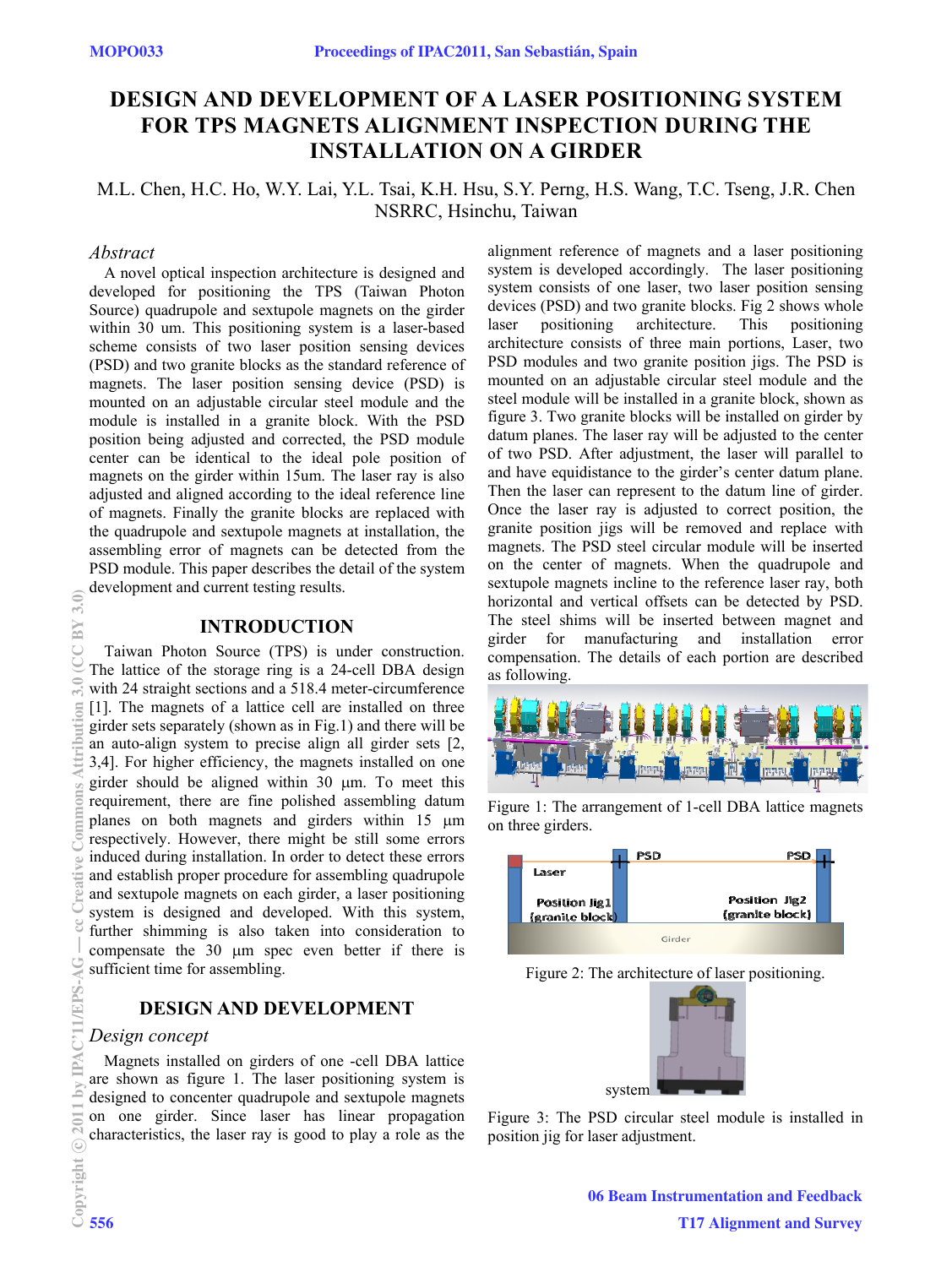# DESIGN AND DEVELOPMENT OF A LASER POSITIONING SYSTEM FOR TPS MAGNETS ALIGNMENT INSPECTION DURING THE INSTALLATION ON A GIRDER

M.L. Chen, H.C. Ho, W.Y. Lai, Y.L. Tsai, K.H. Hsu, S.Y. Perng, H.S. Wang, T.C. Tseng, J.R. Chen
NSRRC, Hsinchu, Taiwan

*Abstract*

A novel optical inspection architecture is designed and developed for positioning the TPS (Taiwan Photon Source) quadrupole and sextupole magnets on the girder within 30 um. This positioning system is a laser-based scheme consists of two laser position sensing devices (PSD) and two granite blocks as the standard reference of magnets. The laser position sensing device (PSD) is mounted on an adjustable circular steel module and the module is installed in a granite block. With the PSD position being adjusted and corrected, the PSD module center can be identical to the ideal pole position of magnets on the girder within 15um. The laser ray is also adjusted and aligned according to the ideal reference line of magnets. Finally the granite blocks are replaced with the quadrupole and sextupole magnets at installation, the assembling error of magnets can be detected from the PSD module. This paper describes the detail of the system development and current testing results.

## INTRODUCTION

Taiwan Photon Source (TPS) is under construction. The lattice of the storage ring is a 24-cell DBA design with 24 straight sections and a 518.4 meter-circumference [1]. The magnets of a lattice cell are installed on three girder sets separately (shown as in Fig.1) and there will be an auto-align system to precise align all girder sets [2, 3,4]. For higher efficiency, the magnets installed on one girder should be aligned within 30 µm. To meet this requirement, there are fine polished assembling datum planes on both magnets and girders within 15 µm respectively. However, there might be still some errors induced during installation. In order to detect these errors and establish proper procedure for assembling quadrupole and sextupole magnets on each girder, a laser positioning system is designed and developed. With this system, further shimming is also taken into consideration to compensate the 30 µm spec even better if there is sufficient time for assembling.

## DESIGN AND DEVELOPMENT

### *Design concept*

Magnets installed on girders of one -cell DBA lattice are shown as figure 1. The laser positioning system is designed to concenter quadrupole and sextupole magnets on one girder. Since laser has linear propagation characteristics, the laser ray is good to play a role as the alignment reference of magnets and a laser positioning system is developed accordingly. The laser positioning system consists of one laser, two laser position sensing devices (PSD) and two granite blocks. Fig 2 shows whole laser positioning architecture. This positioning architecture consists of three main portions, Laser, two PSD modules and two granite position jigs. The PSD is mounted on an adjustable circular steel module and the steel module will be installed in a granite block, shown as figure 3. Two granite blocks will be installed on girder by datum planes. The laser ray will be adjusted to the center of two PSD. After adjustment, the laser will parallel to and have equidistance to the girder's center datum plane. Then the laser can represent to the datum line of girder. Once the laser ray is adjusted to correct position, the granite position jigs will be removed and replace with magnets. The PSD steel circular module will be inserted on the center of magnets. When the quadrupole and sextupole magnets incline to the reference laser ray, both horizontal and vertical offsets can be detected by PSD. The steel shims will be inserted between magnet and girder for manufacturing and installation error compensation. The details of each portion are described as following.

Figure 1: The arrangement of 1-cell DBA lattice magnets on three girders.

Figure 2: The architecture of laser positioning.

system

Figure 3: The PSD circular steel module is installed in position jig for laser adjustment.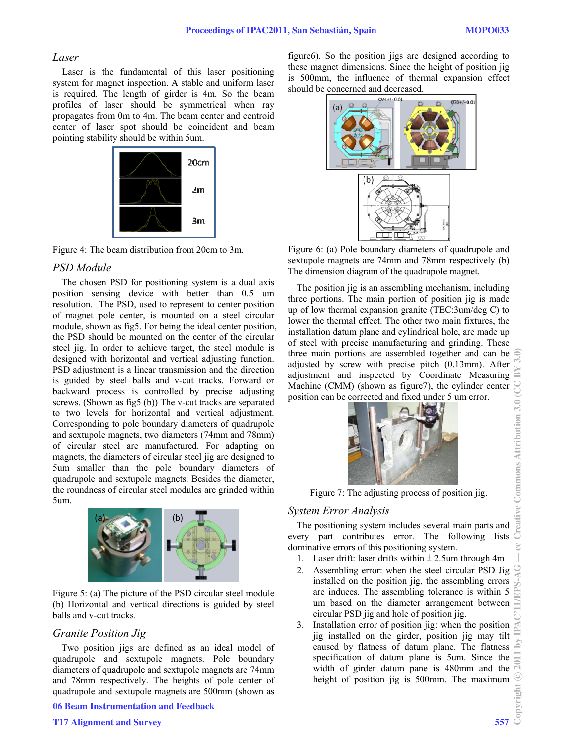### *Laser*

Laser is the fundamental of this laser positioning system for magnet inspection. A stable and uniform laser is required. The length of girder is 4m. So the beam profiles of laser should be symmetrical when ray propagates from 0m to 4m. The beam center and centroid center of laser spot should be coincident and beam pointing stability should be within 5um.

Figure 4: The beam distribution from 20cm to 3m.

### *PSD Module*

The chosen PSD for positioning system is a dual axis position sensing device with better than 0.5 um resolution. The PSD, used to represent to center position of magnet pole center, is mounted on a steel circular module, shown as fig5. For being the ideal center position, the PSD should be mounted on the center of the circular steel jig. In order to achieve target, the steel module is designed with horizontal and vertical adjusting function. PSD adjustment is a linear transmission and the direction is guided by steel balls and v-cut tracks. Forward or backward process is controlled by precise adjusting screws. (Shown as fig5 (b)) The v-cut tracks are separated to two levels for horizontal and vertical adjustment. Corresponding to pole boundary diameters of quadrupole and sextupole magnets, two diameters (74mm and 78mm) of circular steel are manufactured. For adapting on magnets, the diameters of circular steel jig are designed to 5um smaller than the pole boundary diameters of quadrupole and sextupole magnets. Besides the diameter, the roundness of circular steel modules are grinded within 5um.

Figure 5: (a) The picture of the PSD circular steel module (b) Horizontal and vertical directions is guided by steel balls and v-cut tracks.

### *Granite Position Jig*

Two position jigs are defined as an ideal model of quadrupole and sextupole magnets. Pole boundary diameters of quadrupole and sextupole magnets are 74mm and 78mm respectively. The heights of pole center of quadrupole and sextupole magnets are 500mm (shown as figure6). So the position jigs are designed according to these magnet dimensions. Since the height of position jig is 500mm, the influence of thermal expansion effect should be concerned and decreased.

Figure 6: (a) Pole boundary diameters of quadrupole and sextupole magnets are 74mm and 78mm respectively (b) The dimension diagram of the quadrupole magnet.

The position jig is an assembling mechanism, including three portions. The main portion of position jig is made up of low thermal expansion granite (TEC:3um/deg C) to lower the thermal effect. The other two main fixtures, the installation datum plane and cylindrical hole, are made up of steel with precise manufacturing and grinding. These three main portions are assembled together and can be adjusted by screw with precise pitch (0.13mm). After adjustment and inspected by Coordinate Measuring Machine (CMM) (shown as figure7), the cylinder center position can be corrected and fixed under 5 um error.

Figure 7: The adjusting process of position jig.

### *System Error Analysis*

The positioning system includes several main parts and every part contributes error. The following lists dominative errors of this positioning system.

1. Laser drift: laser drifts within $\pm$ 2.5um through 4m
2. Assembling error: when the steel circular PSD Jig installed on the position jig, the assembling errors are induces. The assembling tolerance is within 5 um based on the diameter arrangement between circular PSD jig and hole of position jig.
3. Installation error of position jig: when the position jig installed on the girder, position jig may tilt caused by flatness of datum plane. The flatness specification of datum plane is 5um. Since the width of girder datum pane is 480mm and the height of position jig is 500mm. The maximum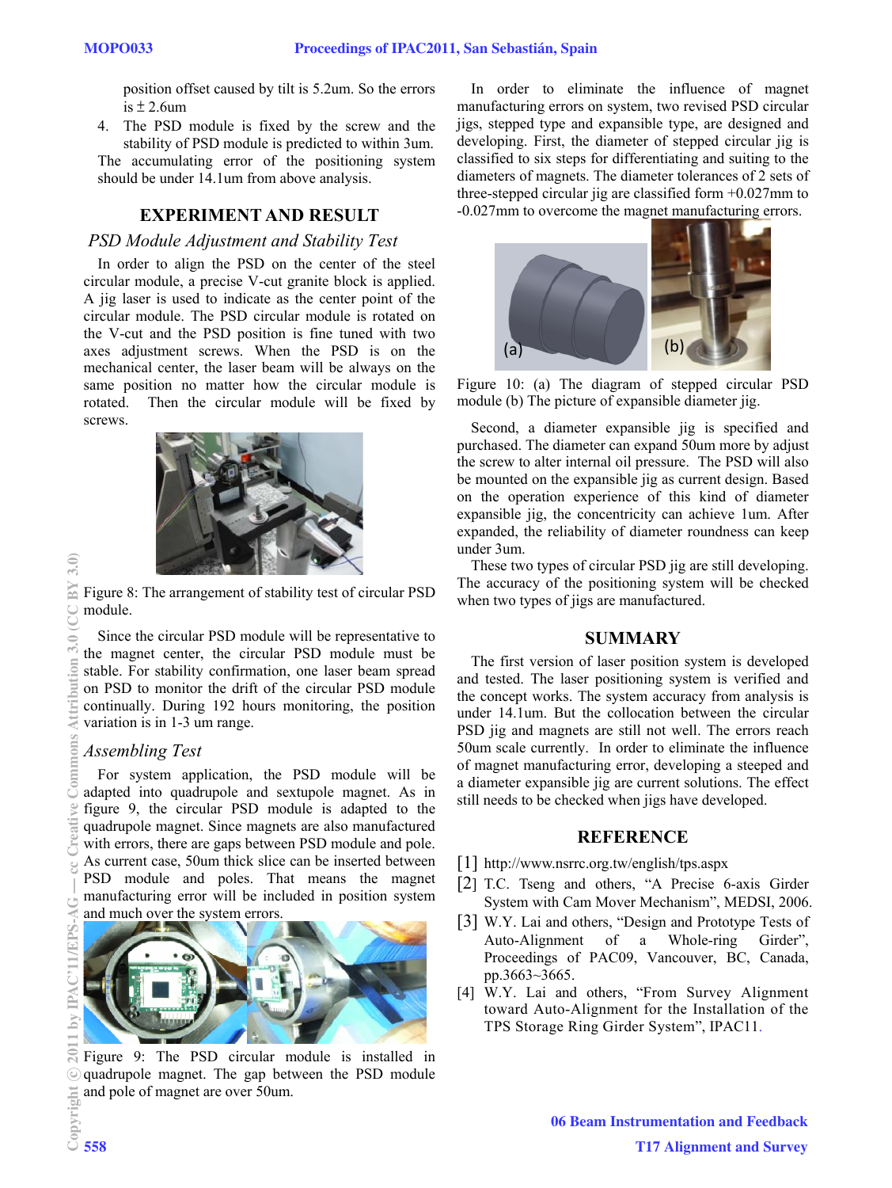position offset caused by tilt is 5.2um. So the errors is ± 2.6um

4. The PSD module is fixed by the screw and the stability of PSD module is predicted to within 3um.

The accumulating error of the positioning system should be under 14.1um from above analysis.

## EXPERIMENT AND RESULT

### *PSD Module Adjustment and Stability Test*

In order to align the PSD on the center of the steel circular module, a precise V-cut granite block is applied. A jig laser is used to indicate as the center point of the circular module. The PSD circular module is rotated on the V-cut and the PSD position is fine tuned with two axes adjustment screws. When the PSD is on the mechanical center, the laser beam will be always on the same position no matter how the circular module is rotated. Then the circular module will be fixed by screws.

Figure 8: The arrangement of stability test of circular PSD module.

Since the circular PSD module will be representative to the magnet center, the circular PSD module must be stable. For stability confirmation, one laser beam spread on PSD to monitor the drift of the circular PSD module continually. During 192 hours monitoring, the position variation is in 1-3 um range.

### *Assembling Test*

For system application, the PSD module will be adapted into quadrupole and sextupole magnet. As in figure 9, the circular PSD module is adapted to the quadrupole magnet. Since magnets are also manufactured with errors, there are gaps between PSD module and pole. As current case, 50um thick slice can be inserted between PSD module and poles. That means the magnet manufacturing error will be included in position system and much over the system errors.

Figure 9: The PSD circular module is installed in quadrupole magnet. The gap between the PSD module and pole of magnet are over 50um.

In order to eliminate the influence of magnet manufacturing errors on system, two revised PSD circular jigs, stepped type and expansible type, are designed and developing. First, the diameter of stepped circular jig is classified to six steps for differentiating and suiting to the diameters of magnets. The diameter tolerances of 2 sets of three-stepped circular jig are classified form +0.027mm to -0.027mm to overcome the magnet manufacturing errors.

Figure 10: (a) The diagram of stepped circular PSD module (b) The picture of expansible diameter jig.

Second, a diameter expansible jig is specified and purchased. The diameter can expand 50um more by adjust the screw to alter internal oil pressure. The PSD will also be mounted on the expansible jig as current design. Based on the operation experience of this kind of diameter expansible jig, the concentricity can achieve 1um. After expanded, the reliability of diameter roundness can keep under 3um.

These two types of circular PSD jig are still developing. The accuracy of the positioning system will be checked when two types of jigs are manufactured.

## SUMMARY

The first version of laser position system is developed and tested. The laser positioning system is verified and the concept works. The system accuracy from analysis is under 14.1um. But the collocation between the circular PSD jig and magnets are still not well. The errors reach 50um scale currently. In order to eliminate the influence of magnet manufacturing error, developing a steeped and a diameter expansible jig are current solutions. The effect still needs to be checked when jigs have developed.

## REFERENCE

[1] http://www.nsrrc.org.tw/english/tps.aspx

[2] T.C. Tseng and others, "A Precise 6-axis Girder System with Cam Mover Mechanism", MEDSI, 2006.

[3] W.Y. Lai and others, "Design and Prototype Tests of Auto-Alignment of a Whole-ring Girder", Proceedings of PAC09, Vancouver, BC, Canada, pp.3663~3665.

[4] W.Y. Lai and others, "From Survey Alignment toward Auto-Alignment for the Installation of the TPS Storage Ring Girder System", IPAC11.